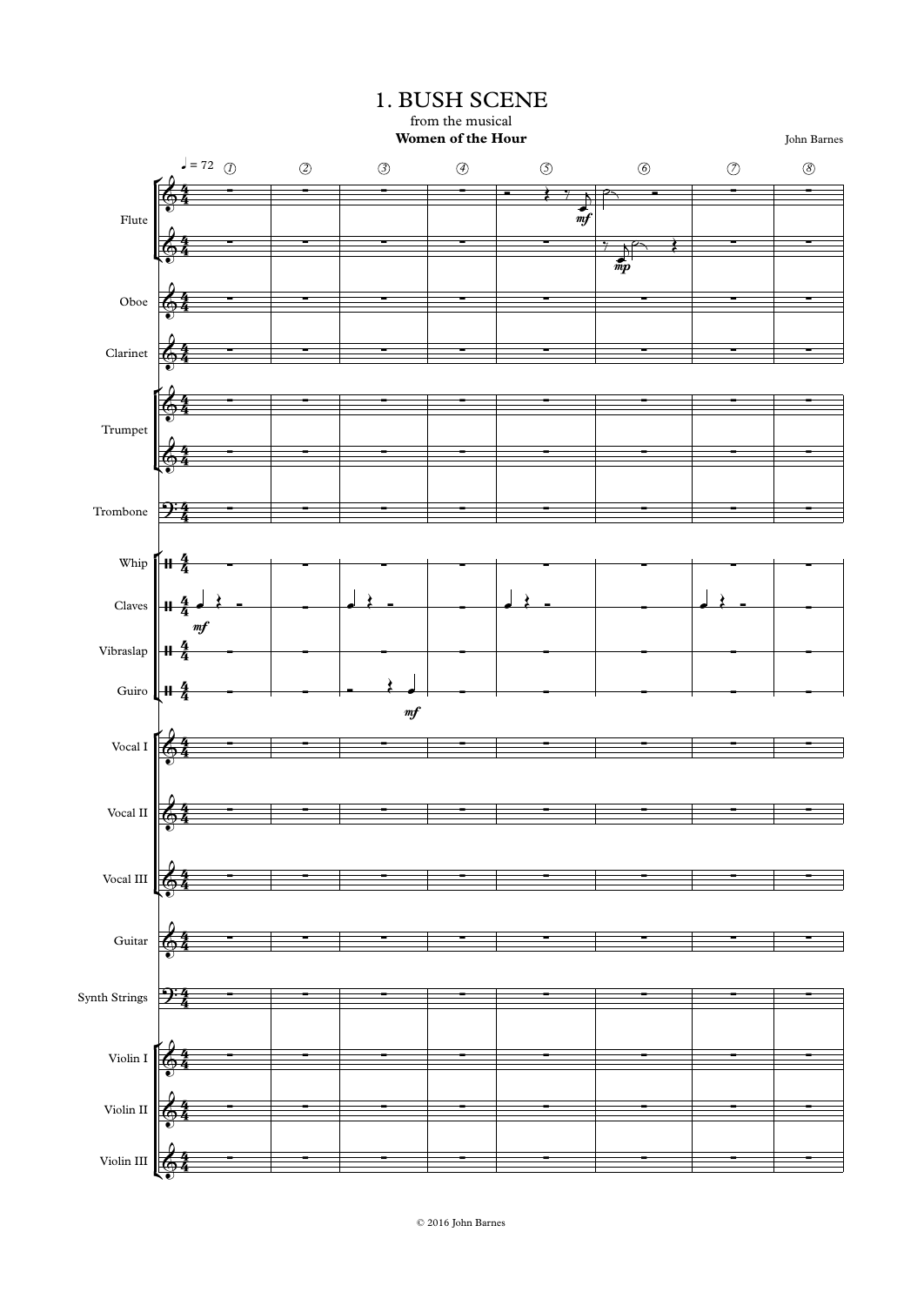# 1. BUSH SCENE

from the musical

**Women of the Hour**

John Barnes

© 2016 John Barnes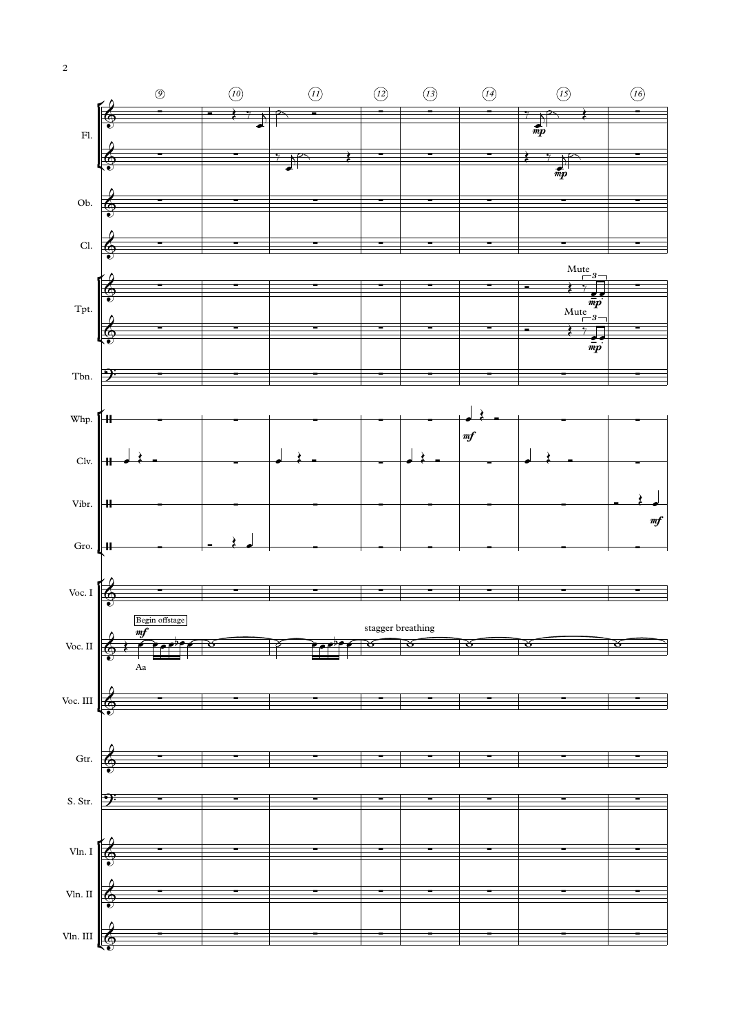Fl.

Ob.

Cl.

Tpt.

Tbn.

Whp.

Clv.

Vibr.

Gro.

Voc. I

Voc. II

Voc. III

Gtr.

S. Str.

Vln. I

Vln. II

Vln. III

Begin offstage

Aa

stagger breathing

Mute

Mute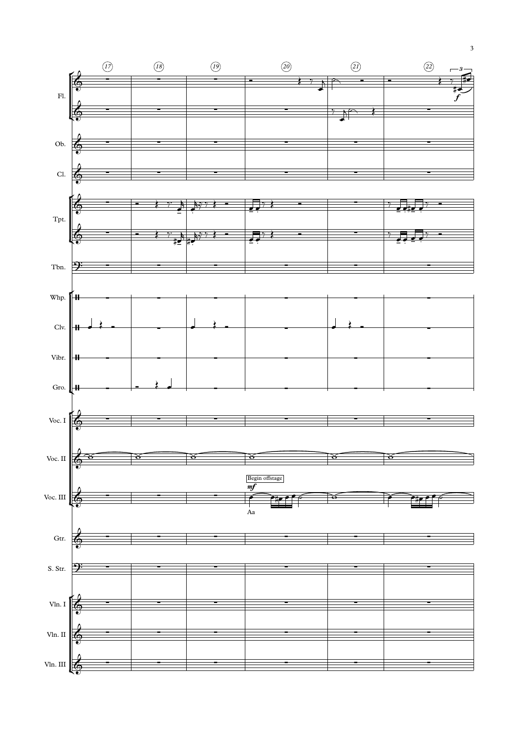Fl.

Ob.

Cl.

Tpt.

Tbn.

Whp.

Clv.

Vibr.

Gro.

Voc. I

Voc. II

Begin offstage

*mf*

Voc. III

Aa

Gtr.

S. Str.

Vln. I

Vln. II

Vln. III